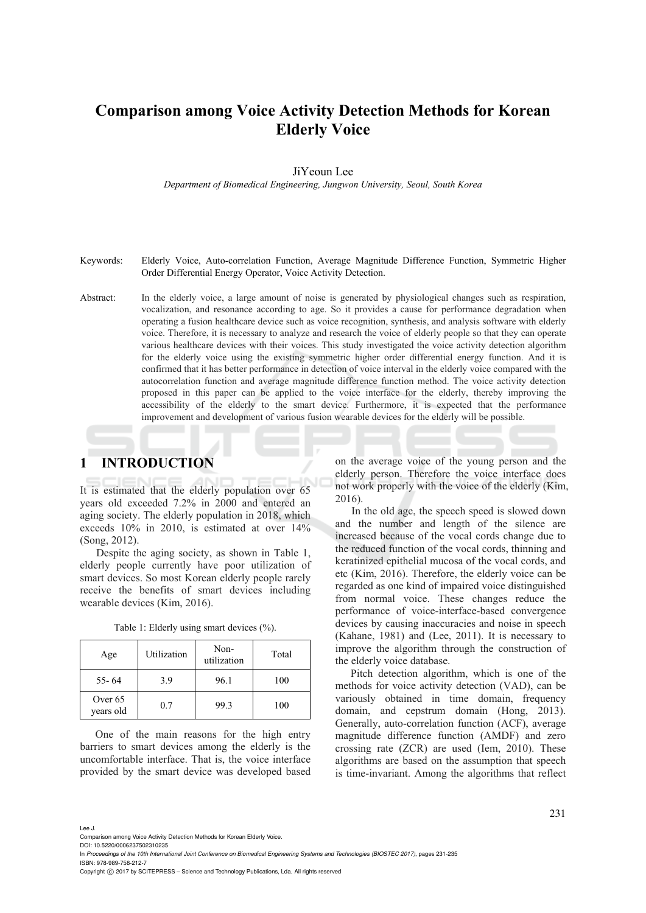# Comparison among Voice Activity Detection Methods for Korean Elderly Voice

JiYeoun Lee

*Department of Biomedical Engineering, Jungwon University, Seoul, South Korea*

Keywords: Elderly Voice, Auto-correlation Function, Average Magnitude Difference Function, Symmetric Higher Order Differential Energy Operator, Voice Activity Detection.

Abstract: In the elderly voice, a large amount of noise is generated by physiological changes such as respiration, vocalization, and resonance according to age. So it provides a cause for performance degradation when operating a fusion healthcare device such as voice recognition, synthesis, and analysis software with elderly voice. Therefore, it is necessary to analyze and research the voice of elderly people so that they can operate various healthcare devices with their voices. This study investigated the voice activity detection algorithm for the elderly voice using the existing symmetric higher order differential energy function. And it is confirmed that it has better performance in detection of voice interval in the elderly voice compared with the autocorrelation function and average magnitude difference function method. The voice activity detection proposed in this paper can be applied to the voice interface for the elderly, thereby improving the accessibility of the elderly to the smart device. Furthermore, it is expected that the performance improvement and development of various fusion wearable devices for the elderly will be possible.

## 1 INTRODUCTION

It is estimated that the elderly population over 65 years old exceeded 7.2% in 2000 and entered an aging society. The elderly population in 2018, which exceeds 10% in 2010, is estimated at over 14% (Song, 2012).

Despite the aging society, as shown in Table 1, elderly people currently have poor utilization of smart devices. So most Korean elderly people rarely receive the benefits of smart devices including wearable devices (Kim, 2016).

Table 1: Elderly using smart devices (%).

| Age | Utilization | Non-utilization | Total |
|---|---|---|---|
| 55- 64 | 3.9 | 96.1 | 100 |
| Over 65 years old | 0.7 | 99.3 | 100 |

One of the main reasons for the high entry barriers to smart devices among the elderly is the uncomfortable interface. That is, the voice interface provided by the smart device was developed based on the average voice of the young person and the elderly person. Therefore the voice interface does not work properly with the voice of the elderly (Kim, 2016).

In the old age, the speech speed is slowed down and the number and length of the silence are increased because of the vocal cords change due to the reduced function of the vocal cords, thinning and keratinized epithelial mucosa of the vocal cords, and etc (Kim, 2016). Therefore, the elderly voice can be regarded as one kind of impaired voice distinguished from normal voice. These changes reduce the performance of voice-interface-based convergence devices by causing inaccuracies and noise in speech (Kahane, 1981) and (Lee, 2011). It is necessary to improve the algorithm through the construction of the elderly voice database.

Pitch detection algorithm, which is one of the methods for voice activity detection (VAD), can be variously obtained in time domain, frequency domain, and cepstrum domain (Hong, 2013). Generally, auto-correlation function (ACF), average magnitude difference function (AMDF) and zero crossing rate (ZCR) are used (Iem, 2010). These algorithms are based on the assumption that speech is time-invariant. Among the algorithms that reflect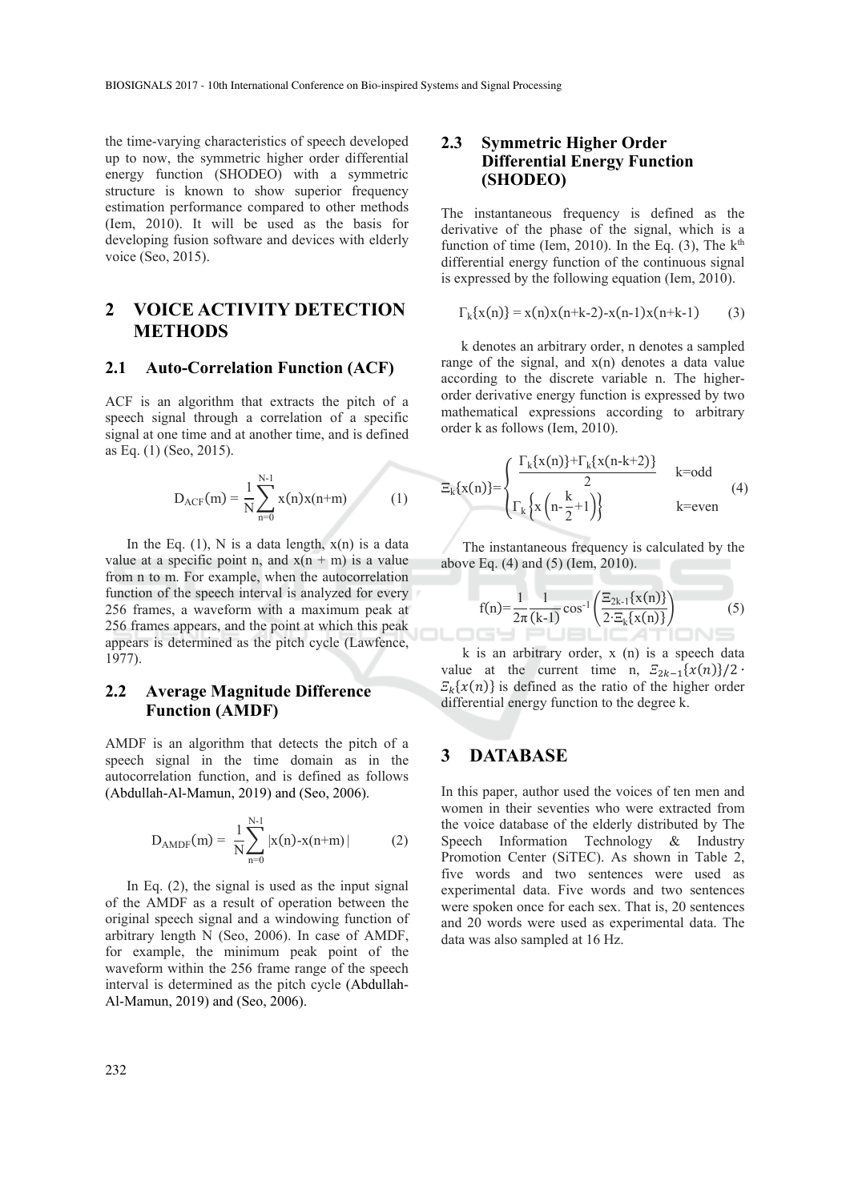the time-varying characteristics of speech developed up to now, the symmetric higher order differential energy function (SHODEO) with a symmetric structure is known to show superior frequency estimation performance compared to other methods (Iem, 2010). It will be used as the basis for developing fusion software and devices with elderly voice (Seo, 2015).

## 2 VOICE ACTIVITY DETECTION METHODS

### 2.1 Auto-Correlation Function (ACF)

ACF is an algorithm that extracts the pitch of a speech signal through a correlation of a specific signal at one time and at another time, and is defined as Eq. (1) (Seo, 2015).

$$D_{ACF}(m) = \frac{1}{N}\sum_{n=0}^{N-1} x(n)x(n+m) \tag{1}$$

In the Eq. (1), N is a data length, x(n) is a data value at a specific point n, and x(n + m) is a value from n to m. For example, when the autocorrelation function of the speech interval is analyzed for every 256 frames, a waveform with a maximum peak at 256 frames appears, and the point at which this peak appears is determined as the pitch cycle (Lawfence, 1977).

### 2.2 Average Magnitude Difference Function (AMDF)

AMDF is an algorithm that detects the pitch of a speech signal in the time domain as in the autocorrelation function, and is defined as follows (Abdullah-Al-Mamun, 2019) and (Seo, 2006).

$$D_{AMDF}(m) = \frac{1}{N}\sum_{n=0}^{N-1} |x(n)-x(n+m)| \tag{2}$$

In Eq. (2), the signal is used as the input signal of the AMDF as a result of operation between the original speech signal and a windowing function of arbitrary length N (Seo, 2006). In case of AMDF, for example, the minimum peak point of the waveform within the 256 frame range of the speech interval is determined as the pitch cycle (Abdullah-Al-Mamun, 2019) and (Seo, 2006).

### 2.3 Symmetric Higher Order Differential Energy Function (SHODEO)

The instantaneous frequency is defined as the derivative of the phase of the signal, which is a function of time (Iem, 2010). In the Eq. (3), The $k^{th}$ differential energy function of the continuous signal is expressed by the following equation (Iem, 2010).

$$\Gamma_k\{x(n)\} = x(n)x(n+k-2)-x(n-1)x(n+k-1) \tag{3}$$

k denotes an arbitrary order, n denotes a sampled range of the signal, and x(n) denotes a data value according to the discrete variable n. The higher-order derivative energy function is expressed by two mathematical expressions according to arbitrary order k as follows (Iem, 2010).

$$\Xi_k\{x(n)\} = \begin{cases} \dfrac{\Gamma_k\{x(n)\}+\Gamma_k\{x(n-k+2)\}}{2} & k=\text{odd} \\ \Gamma_k\left\{x\left(n-\dfrac{k}{2}+1\right)\right\} & k=\text{even} \end{cases} \tag{4}$$

The instantaneous frequency is calculated by the above Eq. (4) and (5) (Iem, 2010).

$$f(n) = \frac{1}{2\pi}\frac{1}{(k-1)}\cos^{-1}\left(\frac{\Xi_{2k-1}\{x(n)\}}{2\cdot\Xi_k\{x(n)\}}\right) \tag{5}$$

k is an arbitrary order, x (n) is a speech data value at the current time n, $\Xi_{2k-1}\{x(n)\}/2\cdot\Xi_k\{x(n)\}$ is defined as the ratio of the higher order differential energy function to the degree k.

## 3 DATABASE

In this paper, author used the voices of ten men and women in their seventies who were extracted from the voice database of the elderly distributed by The Speech Information Technology & Industry Promotion Center (SiTEC). As shown in Table 2, five words and two sentences were used as experimental data. Five words and two sentences were spoken once for each sex. That is, 20 sentences and 20 words were used as experimental data. The data was also sampled at 16 Hz.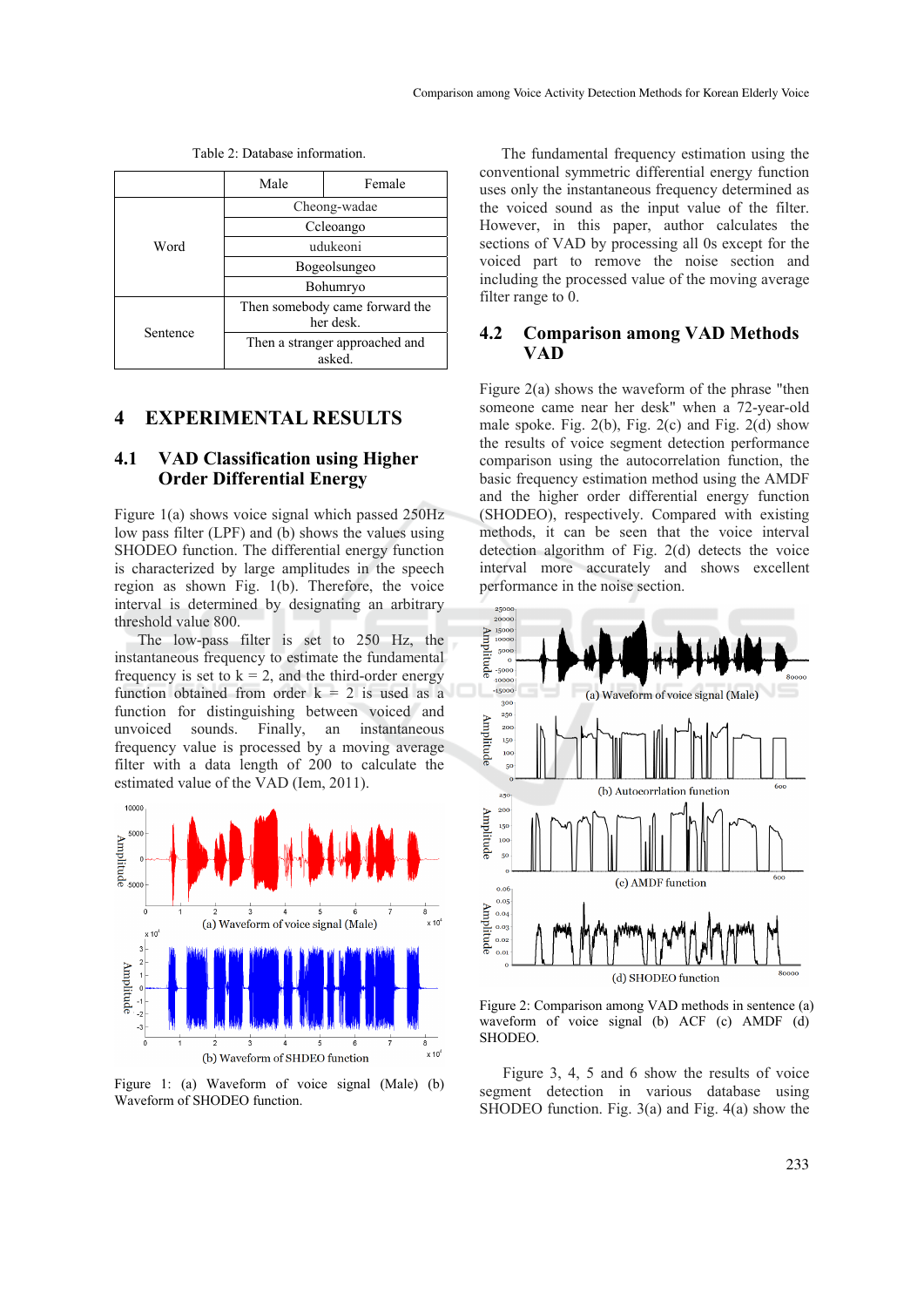Table 2: Database information.

| | Male | Female |
|---|---|---|
| Word | Cheong-wadae | |
| | Ccleoango | |
| | udukeoni | |
| | Bogeolsungeo | |
| | Bohumryo | |
| Sentence | Then somebody came forward the her desk. | |
| | Then a stranger approached and asked. | |

## 4 EXPERIMENTAL RESULTS

### 4.1 VAD Classification using Higher Order Differential Energy

Figure 1(a) shows voice signal which passed 250Hz low pass filter (LPF) and (b) shows the values using SHODEO function. The differential energy function is characterized by large amplitudes in the speech region as shown Fig. 1(b). Therefore, the voice interval is determined by designating an arbitrary threshold value 800.

The low-pass filter is set to 250 Hz, the instantaneous frequency to estimate the fundamental frequency is set to k = 2, and the third-order energy function obtained from order k = 2 is used as a function for distinguishing between voiced and unvoiced sounds. Finally, an instantaneous frequency value is processed by a moving average filter with a data length of 200 to calculate the estimated value of the VAD (Iem, 2011).

Figure 1: (a) Waveform of voice signal (Male) (b) Waveform of SHODEO function.

The fundamental frequency estimation using the conventional symmetric differential energy function uses only the instantaneous frequency determined as the voiced sound as the input value of the filter. However, in this paper, author calculates the sections of VAD by processing all 0s except for the voiced part to remove the noise section and including the processed value of the moving average filter range to 0.

### 4.2 Comparison among VAD Methods VAD

Figure 2(a) shows the waveform of the phrase "then someone came near her desk" when a 72-year-old male spoke. Fig. 2(b), Fig. 2(c) and Fig. 2(d) show the results of voice segment detection performance comparison using the autocorrelation function, the basic frequency estimation method using the AMDF and the higher order differential energy function (SHODEO), respectively. Compared with existing methods, it can be seen that the voice interval detection algorithm of Fig. 2(d) detects the voice interval more accurately and shows excellent performance in the noise section.

Figure 2: Comparison among VAD methods in sentence (a) waveform of voice signal (b) ACF (c) AMDF (d) SHODEO.

Figure 3, 4, 5 and 6 show the results of voice segment detection in various database using SHODEO function. Fig. 3(a) and Fig. 4(a) show the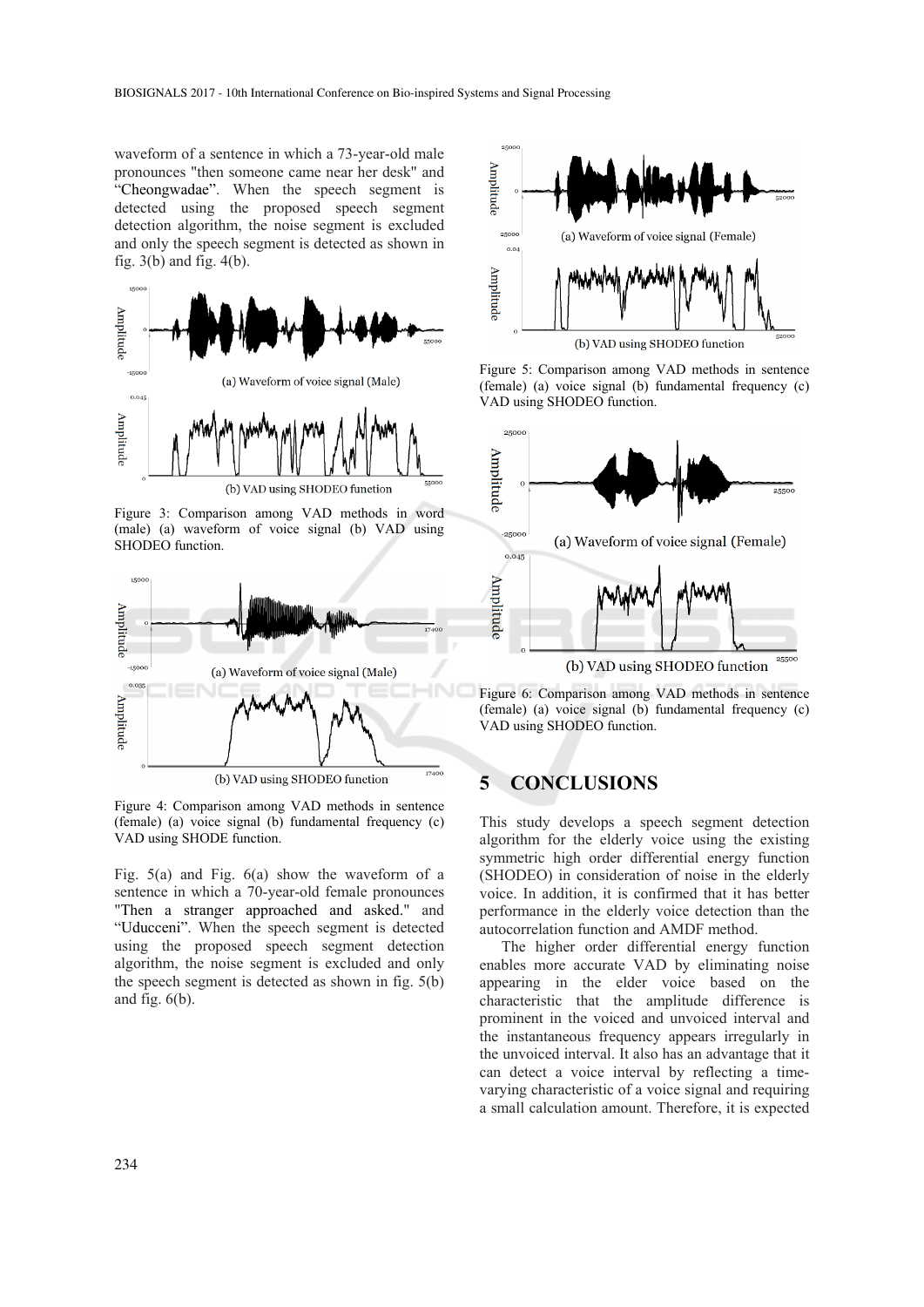waveform of a sentence in which a 73-year-old male pronounces "then someone came near her desk" and "Cheongwadae". When the speech segment is detected using the proposed speech segment detection algorithm, the noise segment is excluded and only the speech segment is detected as shown in fig. 3(b) and fig. 4(b).

Figure 3: Comparison among VAD methods in word (male) (a) waveform of voice signal (b) VAD using SHODEO function.

Figure 4: Comparison among VAD methods in sentence (female) (a) voice signal (b) fundamental frequency (c) VAD using SHODE function.

Fig. 5(a) and Fig. 6(a) show the waveform of a sentence in which a 70-year-old female pronounces "Then a stranger approached and asked." and "Uducceni". When the speech segment is detected using the proposed speech segment detection algorithm, the noise segment is excluded and only the speech segment is detected as shown in fig. 5(b) and fig. 6(b).

Figure 5: Comparison among VAD methods in sentence (female) (a) voice signal (b) fundamental frequency (c) VAD using SHODEO function.

Figure 6: Comparison among VAD methods in sentence (female) (a) voice signal (b) fundamental frequency (c) VAD using SHODEO function.

## 5 CONCLUSIONS

This study develops a speech segment detection algorithm for the elderly voice using the existing symmetric high order differential energy function (SHODEO) in consideration of noise in the elderly voice. In addition, it is confirmed that it has better performance in the elderly voice detection than the autocorrelation function and AMDF method.

The higher order differential energy function enables more accurate VAD by eliminating noise appearing in the elder voice based on the characteristic that the amplitude difference is prominent in the voiced and unvoiced interval and the instantaneous frequency appears irregularly in the unvoiced interval. It also has an advantage that it can detect a voice interval by reflecting a time-varying characteristic of a voice signal and requiring a small calculation amount. Therefore, it is expected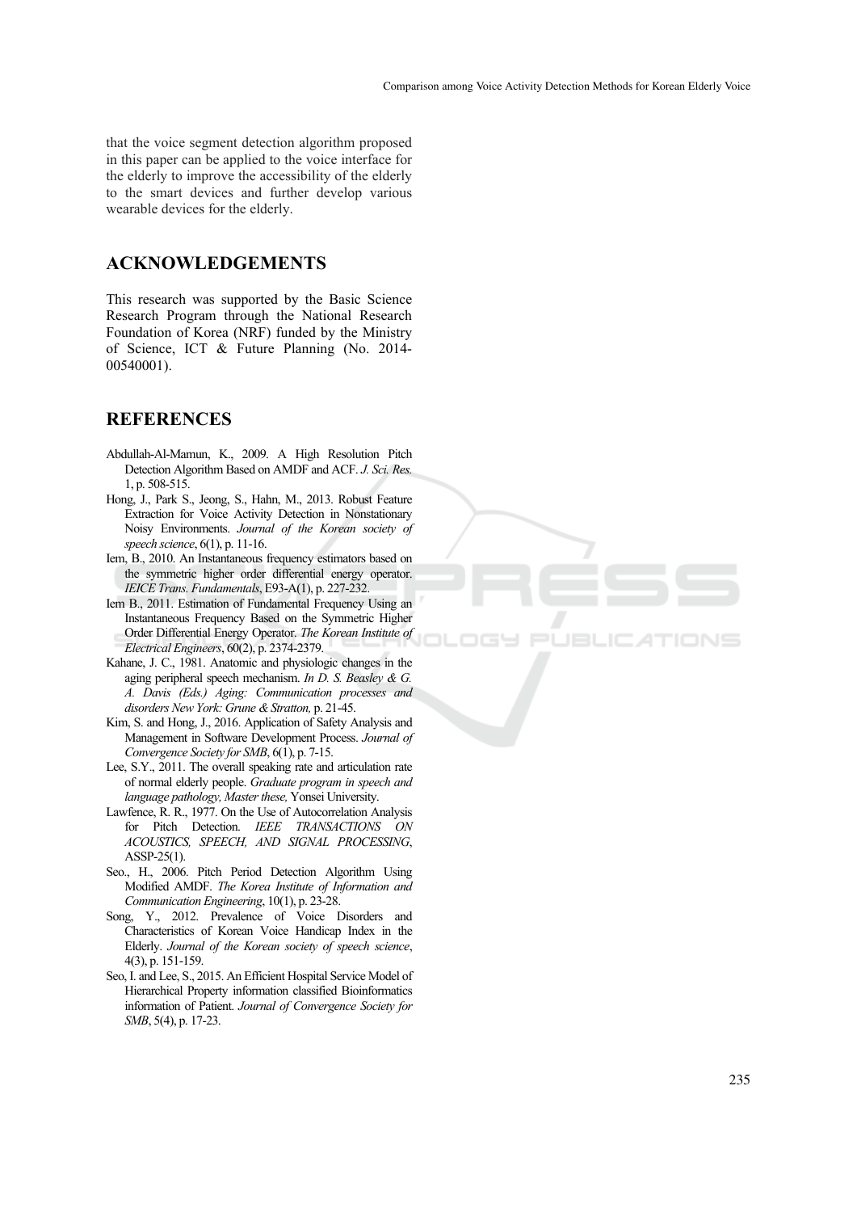that the voice segment detection algorithm proposed in this paper can be applied to the voice interface for the elderly to improve the accessibility of the elderly to the smart devices and further develop various wearable devices for the elderly.

## ACKNOWLEDGEMENTS

This research was supported by the Basic Science Research Program through the National Research Foundation of Korea (NRF) funded by the Ministry of Science, ICT & Future Planning (No. 2014-00540001).

## REFERENCES

Abdullah-Al-Mamun, K., 2009. A High Resolution Pitch Detection Algorithm Based on AMDF and ACF. *J. Sci. Res.* 1, p. 508-515.

Hong, J., Park S., Jeong, S., Hahn, M., 2013. Robust Feature Extraction for Voice Activity Detection in Nonstationary Noisy Environments. *Journal of the Korean society of speech science*, 6(1), p. 11-16.

Iem, B., 2010. An Instantaneous frequency estimators based on the symmetric higher order differential energy operator. *IEICE Trans. Fundamentals*, E93-A(1), p. 227-232.

Iem B., 2011. Estimation of Fundamental Frequency Using an Instantaneous Frequency Based on the Symmetric Higher Order Differential Energy Operator. *The Korean Institute of Electrical Engineers*, 60(2), p. 2374-2379.

Kahane, J. C., 1981. Anatomic and physiologic changes in the aging peripheral speech mechanism. *In D. S. Beasley & G. A. Davis (Eds.) Aging: Communication processes and disorders New York: Grune & Stratton,* p. 21-45.

Kim, S. and Hong, J., 2016. Application of Safety Analysis and Management in Software Development Process. *Journal of Convergence Society for SMB*, 6(1), p. 7-15.

Lee, S.Y., 2011. The overall speaking rate and articulation rate of normal elderly people. *Graduate program in speech and language pathology, Master these,* Yonsei University.

Lawfence, R. R., 1977. On the Use of Autocorrelation Analysis for Pitch Detection. *IEEE TRANSACTIONS ON ACOUSTICS, SPEECH, AND SIGNAL PROCESSING*, ASSP-25(1).

Seo., H., 2006. Pitch Period Detection Algorithm Using Modified AMDF. *The Korea Institute of Information and Communication Engineering*, 10(1), p. 23-28.

Song, Y., 2012. Prevalence of Voice Disorders and Characteristics of Korean Voice Handicap Index in the Elderly. *Journal of the Korean society of speech science*, 4(3), p. 151-159.

Seo, I. and Lee, S., 2015. An Efficient Hospital Service Model of Hierarchical Property information classified Bioinformatics information of Patient. *Journal of Convergence Society for SMB*, 5(4), p. 17-23.